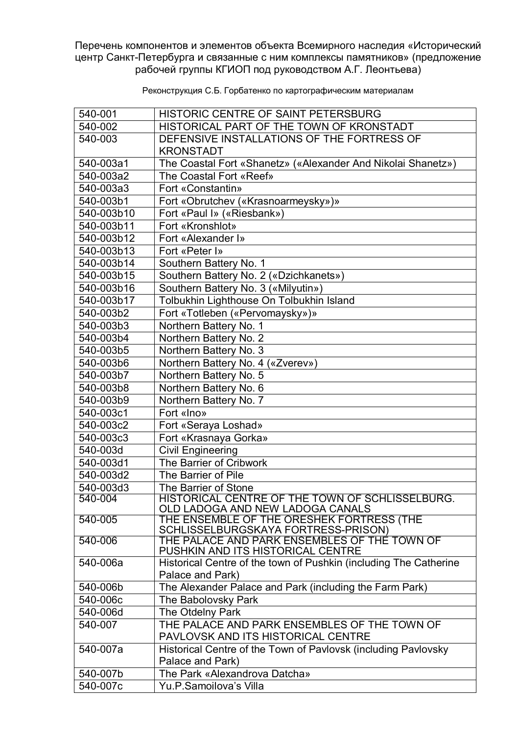Перечень компонентов и элементов объекта Всемирного наследия «Исторический центр Санкт-Петербурга и связанные с ним комплексы памятников» (предложение рабочей группы КГИОП под руководством А.Г. Леонтьева)

Реконструкция С.Б. Горбатенко по картографическим материалам

| | |
|---|---|
| 540-001 | HISTORIC CENTRE OF SAINT PETERSBURG |
| 540-002 | HISTORICAL PART OF THE TOWN OF KRONSTADT |
| 540-003 | DEFENSIVE INSTALLATIONS OF THE FORTRESS OF KRONSTADT |
| 540-003a1 | The Coastal Fort «Shanetz» («Alexander And Nikolai Shanetz») |
| 540-003a2 | The Coastal Fort «Reef» |
| 540-003a3 | Fort «Constantin» |
| 540-003b1 | Fort «Obrutchev («Krasnoarmeysky»)» |
| 540-003b10 | Fort «Paul I» («Riesbank») |
| 540-003b11 | Fort «Kronshlot» |
| 540-003b12 | Fort «Alexander I» |
| 540-003b13 | Fort «Peter I» |
| 540-003b14 | Southern Battery No. 1 |
| 540-003b15 | Southern Battery No. 2 («Dzichkanets») |
| 540-003b16 | Southern Battery No. 3 («Milyutin») |
| 540-003b17 | Tolbukhin Lighthouse On Tolbukhin Island |
| 540-003b2 | Fort «Totleben («Pervomaysky»)» |
| 540-003b3 | Northern Battery No. 1 |
| 540-003b4 | Northern Battery No. 2 |
| 540-003b5 | Northern Battery No. 3 |
| 540-003b6 | Northern Battery No. 4 («Zverev») |
| 540-003b7 | Northern Battery No. 5 |
| 540-003b8 | Northern Battery No. 6 |
| 540-003b9 | Northern Battery No. 7 |
| 540-003c1 | Fort «Ino» |
| 540-003c2 | Fort «Seraya Loshad» |
| 540-003c3 | Fort «Krasnaya Gorka» |
| 540-003d | Civil Engineering |
| 540-003d1 | The Barrier of Cribwork |
| 540-003d2 | The Barrier of Pile |
| 540-003d3 | The Barrier of Stone |
| 540-004 | HISTORICAL CENTRE OF THE TOWN OF SCHLISSELBURG. OLD LADOGA AND NEW LADOGA CANALS |
| 540-005 | THE ENSEMBLE OF THE ORESHEK FORTRESS (THE SCHLISSELBURGSKAYA FORTRESS-PRISON) |
| 540-006 | THE PALACE AND PARK ENSEMBLES OF THE TOWN OF PUSHKIN AND ITS HISTORICAL CENTRE |
| 540-006a | Historical Centre of the town of Pushkin (including The Catherine Palace and Park) |
| 540-006b | The Alexander Palace and Park (including the Farm Park) |
| 540-006c | The Babolovsky Park |
| 540-006d | The Otdelny Park |
| 540-007 | THE PALACE AND PARK ENSEMBLES OF THE TOWN OF PAVLOVSK AND ITS HISTORICAL CENTRE |
| 540-007a | Historical Centre of the Town of Pavlovsk (including Pavlovsky Palace and Park) |
| 540-007b | The Park «Alexandrova Datcha» |
| 540-007c | Yu.P.Samoilova's Villa |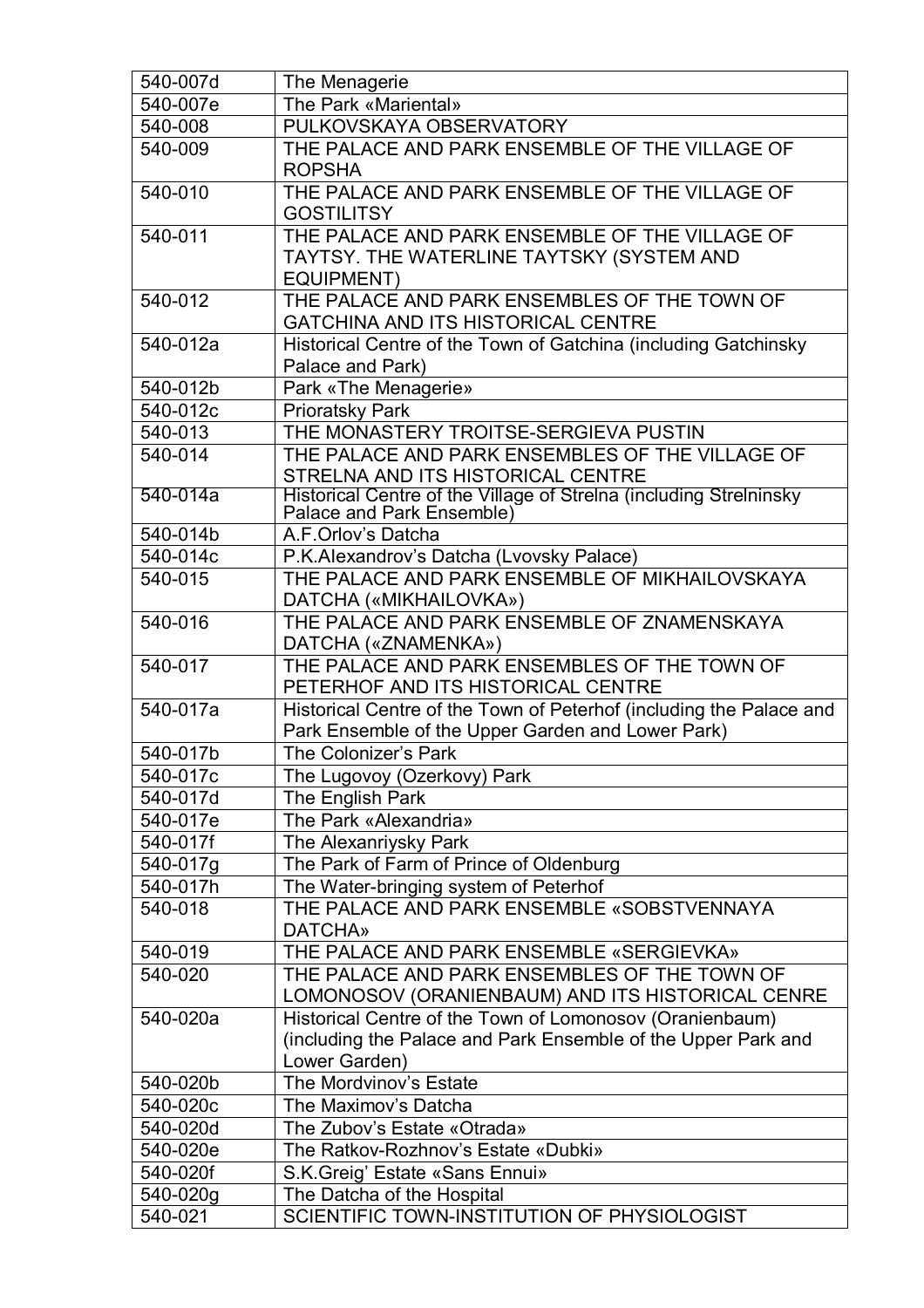| 540-007d | The Menagerie |
|---|---|
| 540-007e | The Park «Mariental» |
| 540-008 | PULKOVSKAYA OBSERVATORY |
| 540-009 | THE PALACE AND PARK ENSEMBLE OF THE VILLAGE OF ROPSHA |
| 540-010 | THE PALACE AND PARK ENSEMBLE OF THE VILLAGE OF GOSTILITSY |
| 540-011 | THE PALACE AND PARK ENSEMBLE OF THE VILLAGE OF TAYTSY. THE WATERLINE TAYTSKY (SYSTEM AND EQUIPMENT) |
| 540-012 | THE PALACE AND PARK ENSEMBLES OF THE TOWN OF GATCHINA AND ITS HISTORICAL CENTRE |
| 540-012a | Historical Centre of the Town of Gatchina (including Gatchinsky Palace and Park) |
| 540-012b | Park «The Menagerie» |
| 540-012c | Prioratsky Park |
| 540-013 | THE MONASTERY TROITSE-SERGIEVA PUSTIN |
| 540-014 | THE PALACE AND PARK ENSEMBLES OF THE VILLAGE OF STRELNA AND ITS HISTORICAL CENTRE |
| 540-014a | Historical Centre of the Village of Strelna (including Strelninsky Palace and Park Ensemble) |
| 540-014b | A.F.Orlov's Datcha |
| 540-014c | P.K.Alexandrov's Datcha (Lvovsky Palace) |
| 540-015 | THE PALACE AND PARK ENSEMBLE OF MIKHAILOVSKAYA DATCHA («MIKHAILOVKA») |
| 540-016 | THE PALACE AND PARK ENSEMBLE OF ZNAMENSKAYA DATCHA («ZNAMENKA») |
| 540-017 | THE PALACE AND PARK ENSEMBLES OF THE TOWN OF PETERHOF AND ITS HISTORICAL CENTRE |
| 540-017a | Historical Centre of the Town of Peterhof (including the Palace and Park Ensemble of the Upper Garden and Lower Park) |
| 540-017b | The Colonizer's Park |
| 540-017c | The Lugovoy (Ozerkovy) Park |
| 540-017d | The English Park |
| 540-017e | The Park «Alexandria» |
| 540-017f | The Alexanriysky Park |
| 540-017g | The Park of Farm of Prince of Oldenburg |
| 540-017h | The Water-bringing system of Peterhof |
| 540-018 | THE PALACE AND PARK ENSEMBLE «SOBSTVENNAYA DATCHA» |
| 540-019 | THE PALACE AND PARK ENSEMBLE «SERGIEVKA» |
| 540-020 | THE PALACE AND PARK ENSEMBLES OF THE TOWN OF LOMONOSOV (ORANIENBAUM) AND ITS HISTORICAL CENRE |
| 540-020a | Historical Centre of the Town of Lomonosov (Oranienbaum) (including the Palace and Park Ensemble of the Upper Park and Lower Garden) |
| 540-020b | The Mordvinov's Estate |
| 540-020c | The Maximov's Datcha |
| 540-020d | The Zubov's Estate «Otrada» |
| 540-020e | The Ratkov-Rozhnov's Estate «Dubki» |
| 540-020f | S.K.Greig' Estate «Sans Ennui» |
| 540-020g | The Datcha of the Hospital |
| 540-021 | SCIENTIFIC TOWN-INSTITUTION OF PHYSIOLOGIST |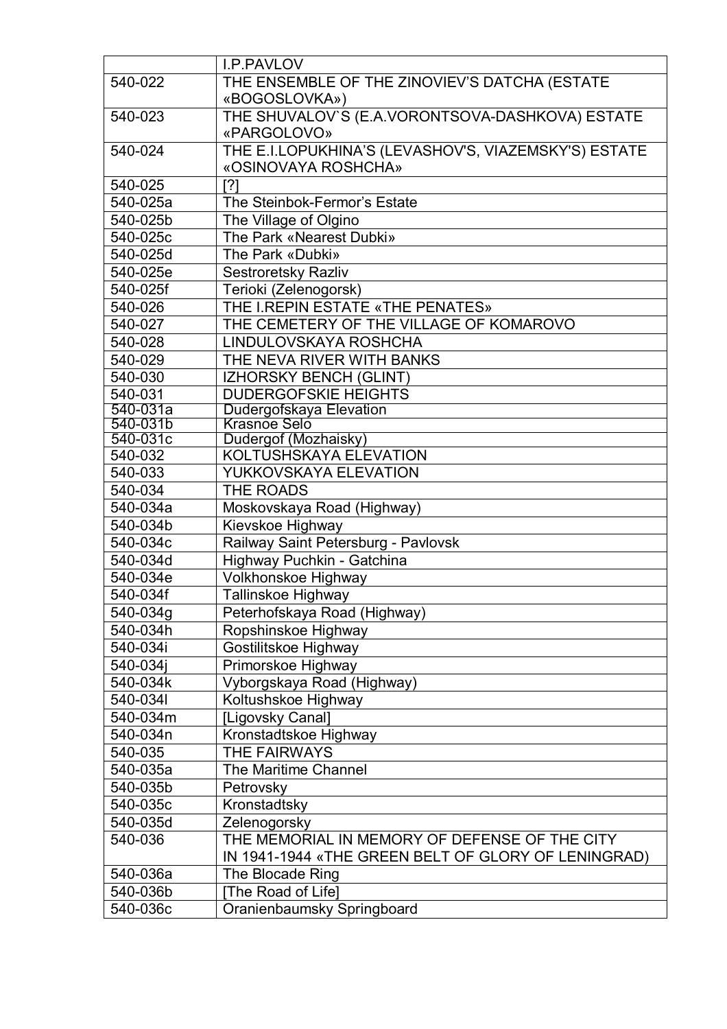| | |
|---|---|
| | I.P.PAVLOV |
| 540-022 | THE ENSEMBLE OF THE ZINOVIEV'S DATCHA (ESTATE «BOGOSLOVKA») |
| 540-023 | THE SHUVALOV`S (E.A.VORONTSOVA-DASHKOVA) ESTATE «PARGOLOVO» |
| 540-024 | THE E.I.LOPUKHINA'S (LEVASHOV'S, VIAZEMSKY'S) ESTATE «OSINOVAYA ROSHCHA» |
| 540-025 | [?] |
| 540-025a | The Steinbok-Fermor's Estate |
| 540-025b | The Village of Olgino |
| 540-025c | The Park «Nearest Dubki» |
| 540-025d | The Park «Dubki» |
| 540-025e | Sestroretsky Razliv |
| 540-025f | Terioki (Zelenogorsk) |
| 540-026 | THE I.REPIN ESTATE «THE PENATES» |
| 540-027 | THE CEMETERY OF THE VILLAGE OF KOMAROVO |
| 540-028 | LINDULOVSKAYA ROSHCHA |
| 540-029 | THE NEVA RIVER WITH BANKS |
| 540-030 | IZHORSKY BENCH (GLINT) |
| 540-031 | DUDERGOFSKIE HEIGHTS |
| 540-031a | Dudergofskaya Elevation |
| 540-031b | Krasnoe Selo |
| 540-031c | Dudergof (Mozhaisky) |
| 540-032 | KOLTUSHSKAYA ELEVATION |
| 540-033 | YUKKOVSKAYA ELEVATION |
| 540-034 | THE ROADS |
| 540-034a | Moskovskaya Road (Highway) |
| 540-034b | Kievskoe Highway |
| 540-034c | Railway Saint Petersburg - Pavlovsk |
| 540-034d | Highway Puchkin - Gatchina |
| 540-034e | Volkhonskoe Highway |
| 540-034f | Tallinskoe Highway |
| 540-034g | Peterhofskaya Road (Highway) |
| 540-034h | Ropshinskoe Highway |
| 540-034i | Gostilitskoe Highway |
| 540-034j | Primorskoe Highway |
| 540-034k | Vyborgskaya Road (Highway) |
| 540-034l | Koltushskoe Highway |
| 540-034m | [Ligovsky Canal] |
| 540-034n | Kronstadtskoe Highway |
| 540-035 | THE FAIRWAYS |
| 540-035a | The Maritime Channel |
| 540-035b | Petrovsky |
| 540-035c | Kronstadtsky |
| 540-035d | Zelenogorsky |
| 540-036 | THE MEMORIAL IN MEMORY OF DEFENSE OF THE CITY IN 1941-1944 «THE GREEN BELT OF GLORY OF LENINGRAD) |
| 540-036a | The Blocade Ring |
| 540-036b | [The Road of Life] |
| 540-036c | Oranienbaumsky Springboard |